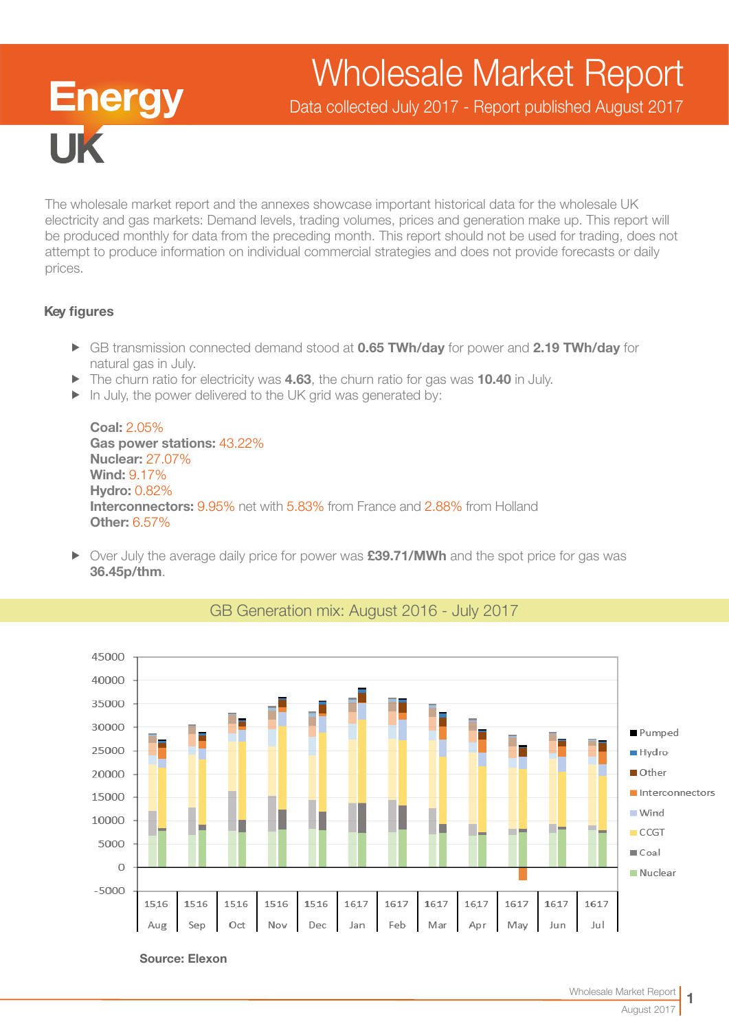# Wholesale Market Report

Data collected July 2017 - Report published August 2017

Energy UK

The wholesale market report and the annexes showcase important historical data for the wholesale UK electricity and gas markets: Demand levels, trading volumes, prices and generation make up. This report will be produced monthly for data from the preceding month. This report should not be used for trading, does not attempt to produce information on individual commercial strategies and does not provide forecasts or daily prices.

## Key figures

- GB transmission connected demand stood at **0.65 TWh/day** for power and **2.19 TWh/day** for natural gas in July.
- The churn ratio for electricity was **4.63**, the churn ratio for gas was **10.40** in July.
- In July, the power delivered to the UK grid was generated by:

  **Coal:** 2.05%
  **Gas power stations:** 43.22%
  **Nuclear:** 27.07%
  **Wind:** 9.17%
  **Hydro:** 0.82%
  **Interconnectors:** 9.95% net with 5.83% from France and 2.88% from Holland
  **Other:** 6.57%

- Over July the average daily price for power was **£39.71/MWh** and the spot price for gas was **36.45p/thm**.

## GB Generation mix: August 2016 - July 2017

Source: Elexon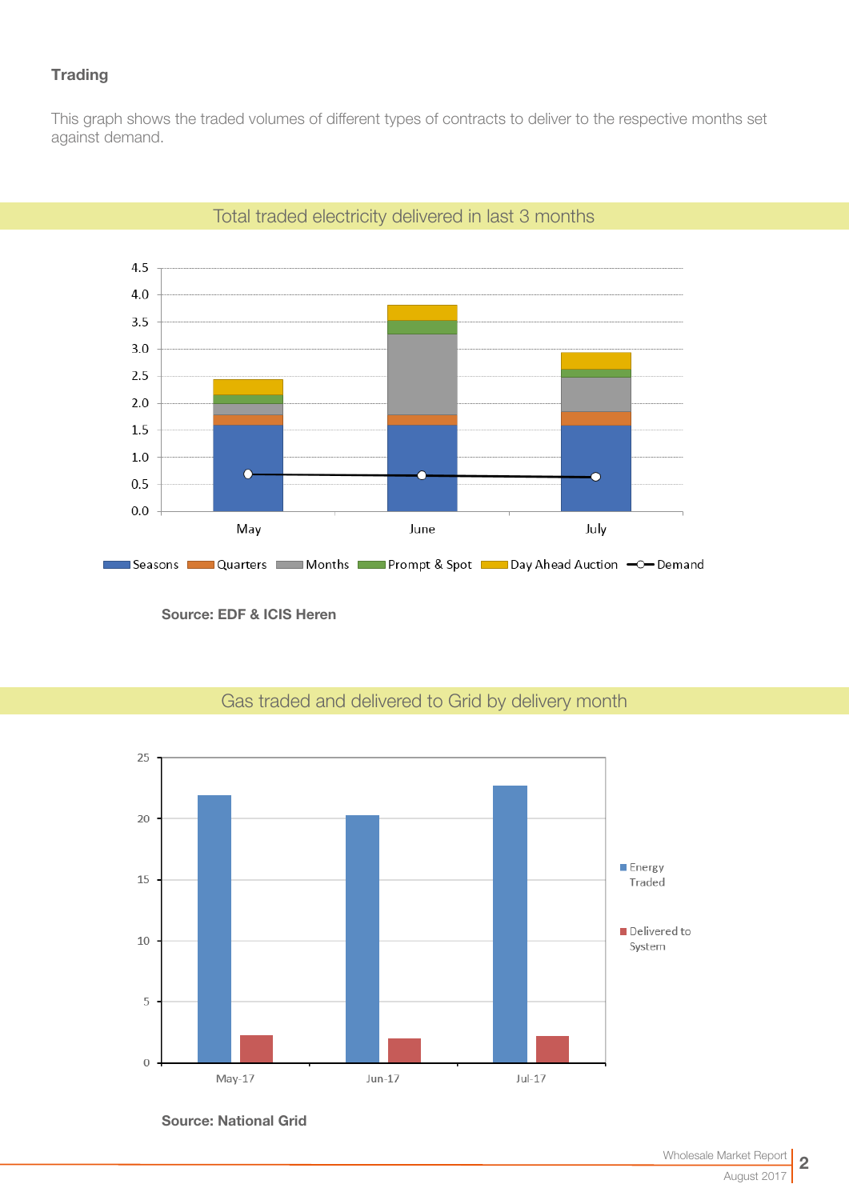### Trading

This graph shows the traded volumes of different types of contracts to deliver to the respective months set against demand.

## Total traded electricity delivered in last 3 months

Seasons, Quarters, Months, Prompt & Spot, Day Ahead Auction, Demand

May, June, July

**Source: EDF & ICIS Heren**

## Gas traded and delivered to Grid by delivery month

Energy Traded, Delivered to System

May-17, Jun-17, Jul-17

**Source: National Grid**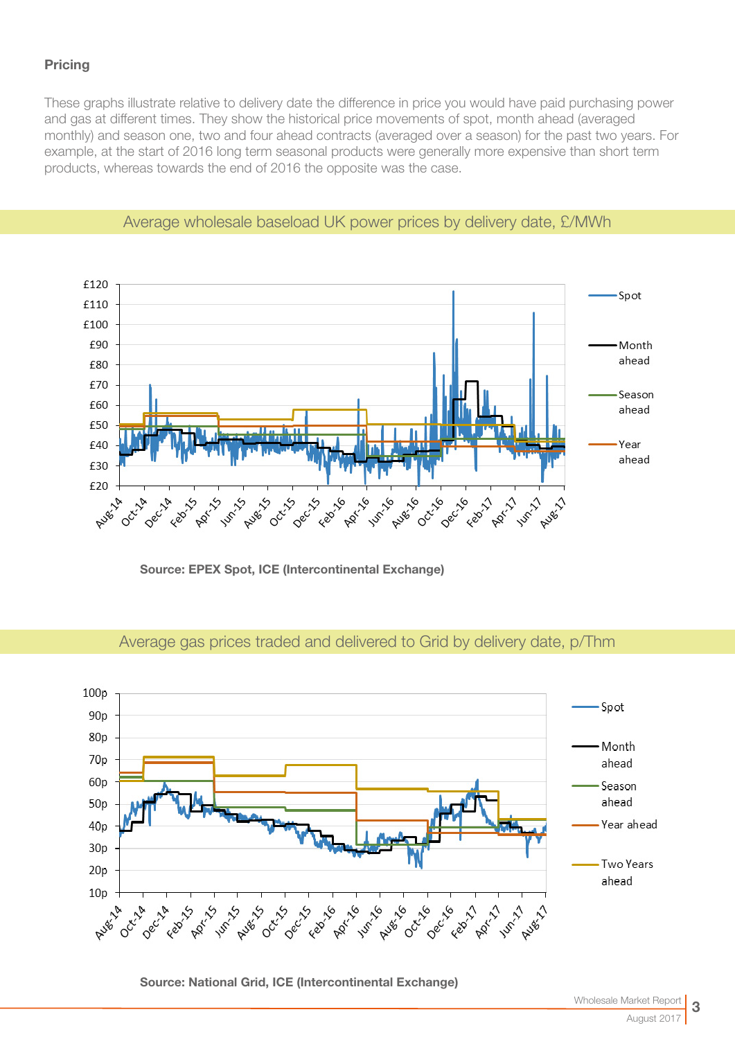**Pricing**

These graphs illustrate relative to delivery date the difference in price you would have paid purchasing power and gas at different times. They show the historical price movements of spot, month ahead (averaged monthly) and season one, two and four ahead contracts (averaged over a season) for the past two years. For example, at the start of 2016 long term seasonal products were generally more expensive than short term products, whereas towards the end of 2016 the opposite was the case.

## Average wholesale baseload UK power prices by delivery date, £/MWh

**Source: EPEX Spot, ICE (Intercontinental Exchange)**

## Average gas prices traded and delivered to Grid by delivery date, p/Thm

**Source: National Grid, ICE (Intercontinental Exchange)**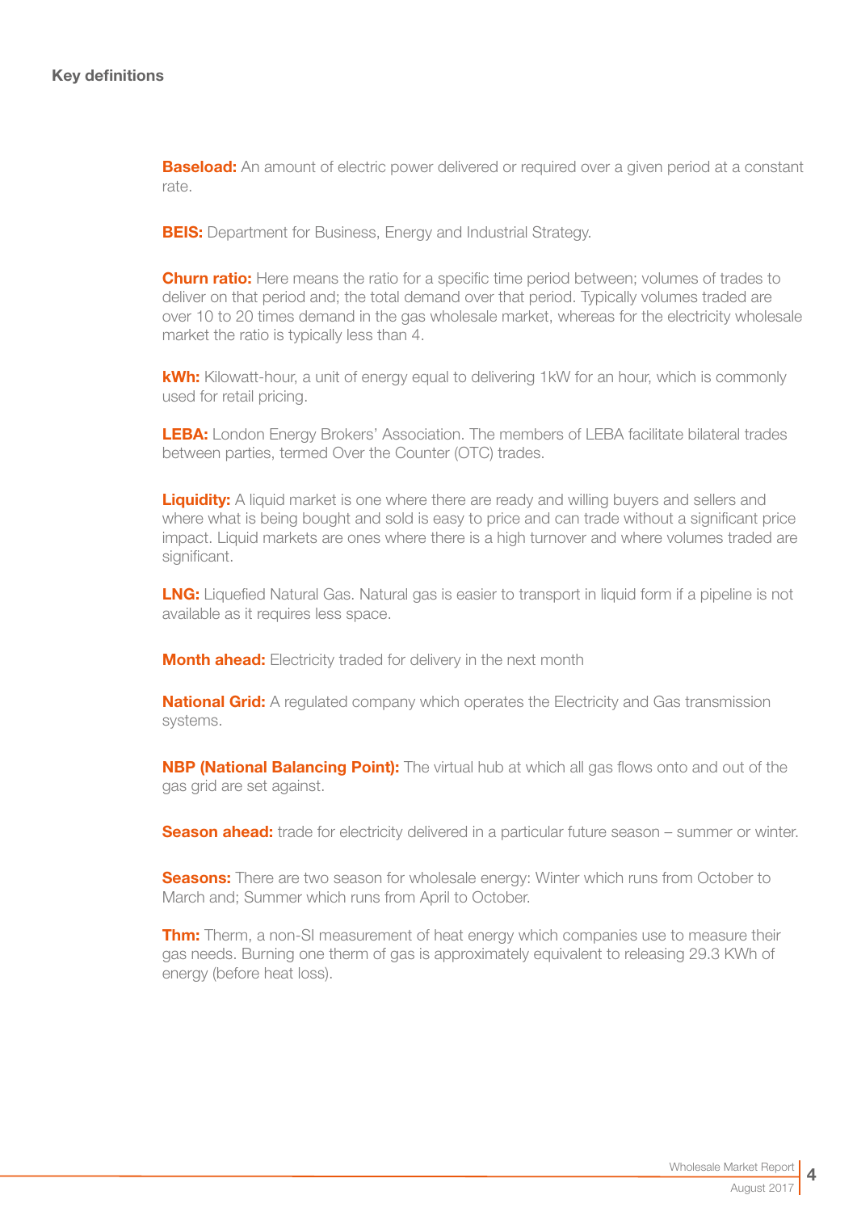## Key definitions

**Baseload:** An amount of electric power delivered or required over a given period at a constant rate.

**BEIS:** Department for Business, Energy and Industrial Strategy.

**Churn ratio:** Here means the ratio for a specific time period between; volumes of trades to deliver on that period and; the total demand over that period. Typically volumes traded are over 10 to 20 times demand in the gas wholesale market, whereas for the electricity wholesale market the ratio is typically less than 4.

**kWh:** Kilowatt-hour, a unit of energy equal to delivering 1kW for an hour, which is commonly used for retail pricing.

**LEBA:** London Energy Brokers' Association. The members of LEBA facilitate bilateral trades between parties, termed Over the Counter (OTC) trades.

**Liquidity:** A liquid market is one where there are ready and willing buyers and sellers and where what is being bought and sold is easy to price and can trade without a significant price impact. Liquid markets are ones where there is a high turnover and where volumes traded are significant.

**LNG:** Liquefied Natural Gas. Natural gas is easier to transport in liquid form if a pipeline is not available as it requires less space.

**Month ahead:** Electricity traded for delivery in the next month

**National Grid:** A regulated company which operates the Electricity and Gas transmission systems.

**NBP (National Balancing Point):** The virtual hub at which all gas flows onto and out of the gas grid are set against.

**Season ahead:** trade for electricity delivered in a particular future season – summer or winter.

**Seasons:** There are two season for wholesale energy: Winter which runs from October to March and; Summer which runs from April to October.

**Thm:** Therm, a non-SI measurement of heat energy which companies use to measure their gas needs. Burning one therm of gas is approximately equivalent to releasing 29.3 KWh of energy (before heat loss).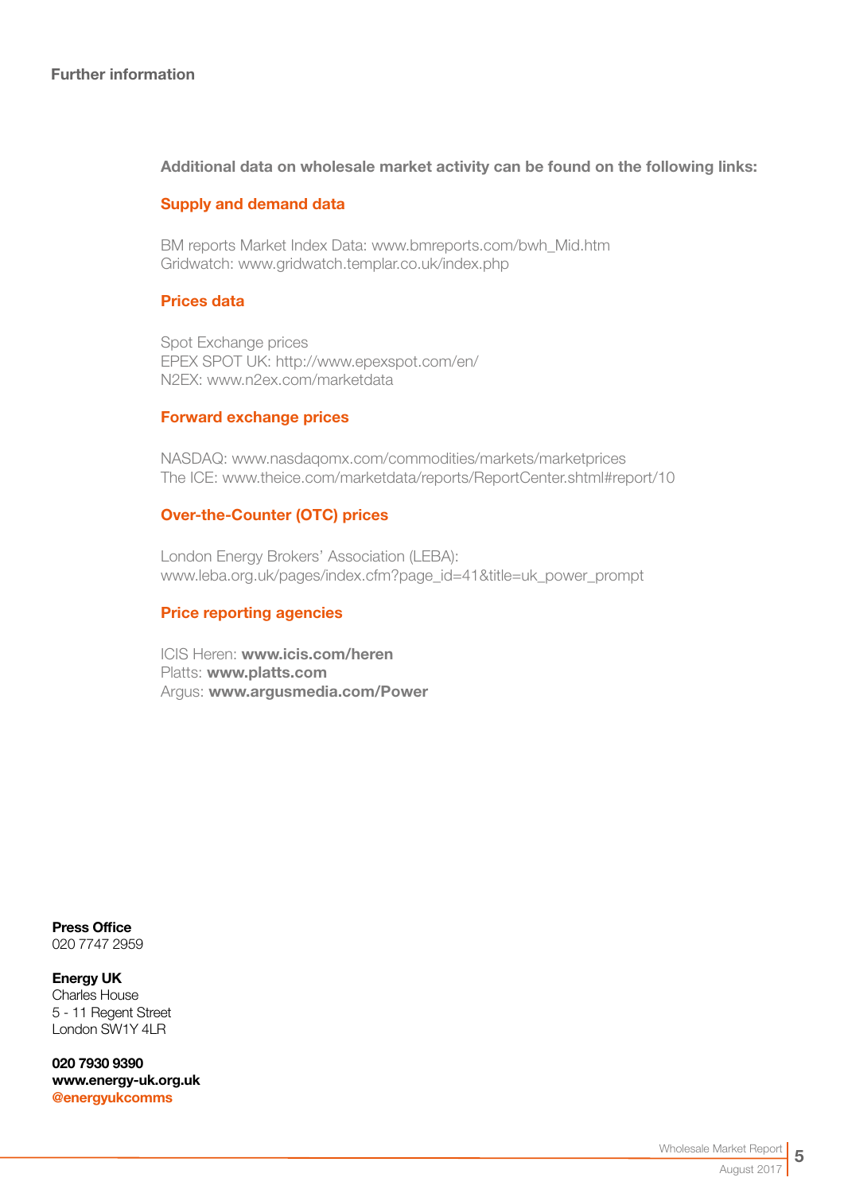## Further information

**Additional data on wholesale market activity can be found on the following links:**

### Supply and demand data

BM reports Market Index Data: www.bmreports.com/bwh_Mid.htm
Gridwatch: www.gridwatch.templar.co.uk/index.php

### Prices data

Spot Exchange prices
EPEX SPOT UK: http://www.epexspot.com/en/
N2EX: www.n2ex.com/marketdata

### Forward exchange prices

NASDAQ: www.nasdaqomx.com/commodities/markets/marketprices
The ICE: www.theice.com/marketdata/reports/ReportCenter.shtml#report/10

### Over-the-Counter (OTC) prices

London Energy Brokers' Association (LEBA):
www.leba.org.uk/pages/index.cfm?page_id=41&title=uk_power_prompt

### Price reporting agencies

ICIS Heren: **www.icis.com/heren**
Platts: **www.platts.com**
Argus: **www.argusmedia.com/Power**

**Press Office**
020 7747 2959

**Energy UK**
Charles House
5 - 11 Regent Street
London SW1Y 4LR

**020 7930 9390**
**www.energy-uk.org.uk**
**@energyukcomms**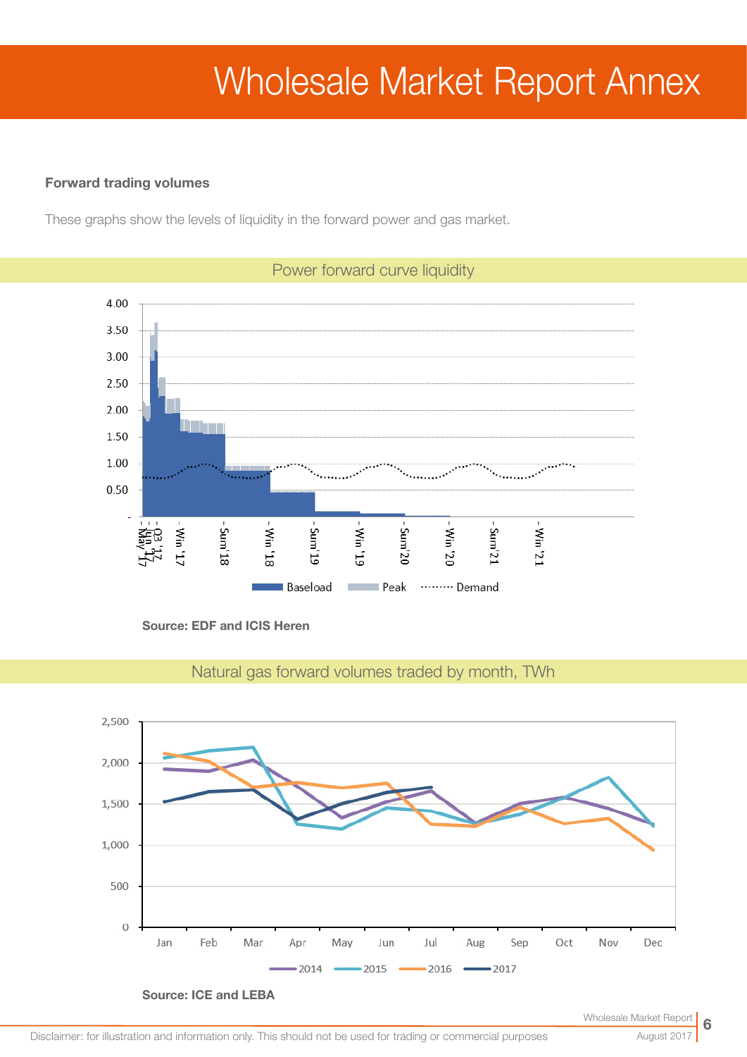# Wholesale Market Report Annex

**Forward trading volumes**

These graphs show the levels of liquidity in the forward power and gas market.

## Power forward curve liquidity

**Source: EDF and ICIS Heren**

## Natural gas forward volumes traded by month, TWh

**Source: ICE and LEBA**

Disclaimer: for illustration and information only. This should not be used for trading or commercial purposes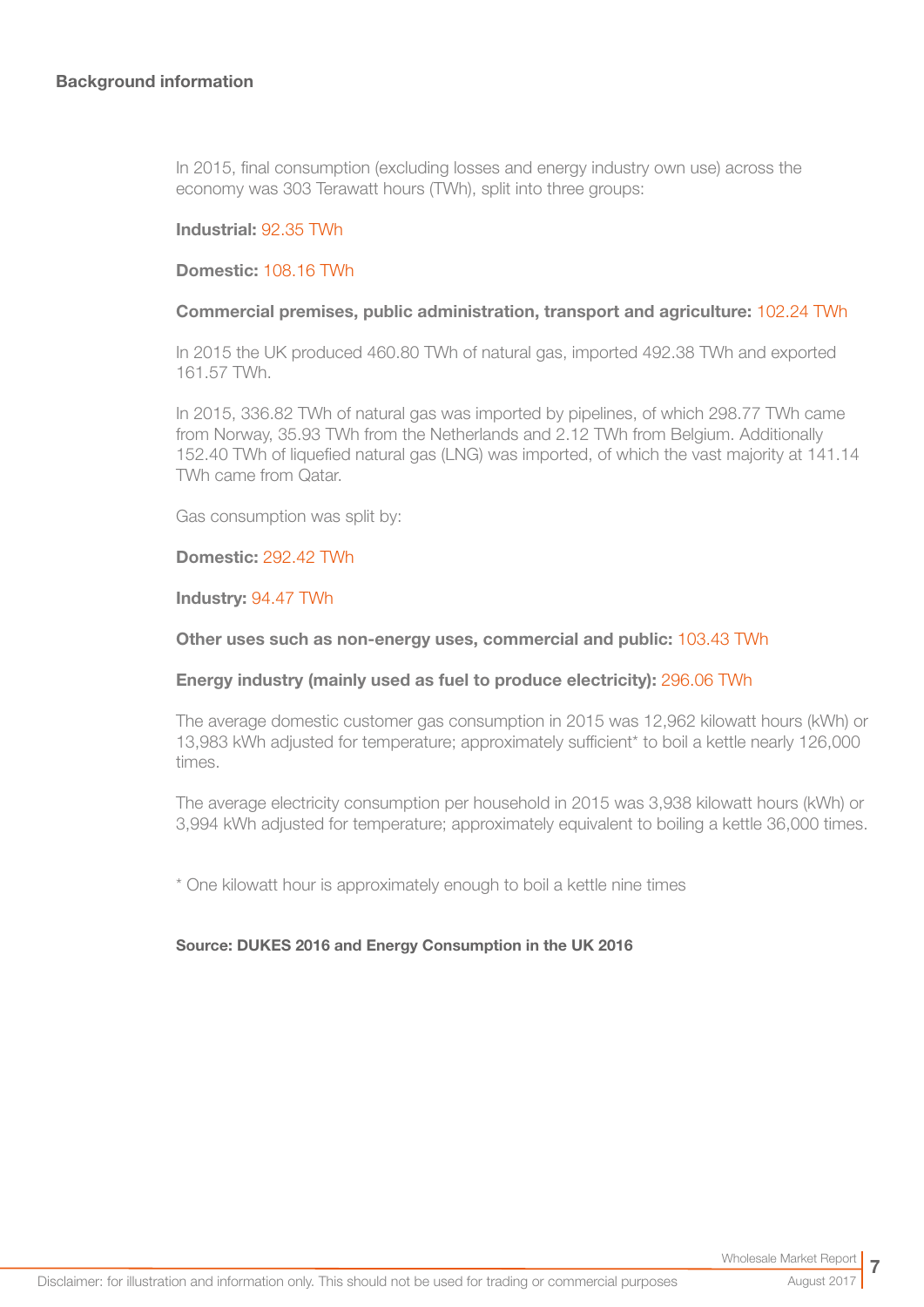### Background information

In 2015, final consumption (excluding losses and energy industry own use) across the economy was 303 Terawatt hours (TWh), split into three groups:

**Industrial:** 92.35 TWh

**Domestic:** 108.16 TWh

**Commercial premises, public administration, transport and agriculture:** 102.24 TWh

In 2015 the UK produced 460.80 TWh of natural gas, imported 492.38 TWh and exported 161.57 TWh.

In 2015, 336.82 TWh of natural gas was imported by pipelines, of which 298.77 TWh came from Norway, 35.93 TWh from the Netherlands and 2.12 TWh from Belgium. Additionally 152.40 TWh of liquefied natural gas (LNG) was imported, of which the vast majority at 141.14 TWh came from Qatar.

Gas consumption was split by:

**Domestic:** 292.42 TWh

**Industry:** 94.47 TWh

**Other uses such as non-energy uses, commercial and public:** 103.43 TWh

**Energy industry (mainly used as fuel to produce electricity):** 296.06 TWh

The average domestic customer gas consumption in 2015 was 12,962 kilowatt hours (kWh) or 13,983 kWh adjusted for temperature; approximately sufficient* to boil a kettle nearly 126,000 times.

The average electricity consumption per household in 2015 was 3,938 kilowatt hours (kWh) or 3,994 kWh adjusted for temperature; approximately equivalent to boiling a kettle 36,000 times.

* One kilowatt hour is approximately enough to boil a kettle nine times

**Source: DUKES 2016 and Energy Consumption in the UK 2016**

Disclaimer: for illustration and information only. This should not be used for trading or commercial purposes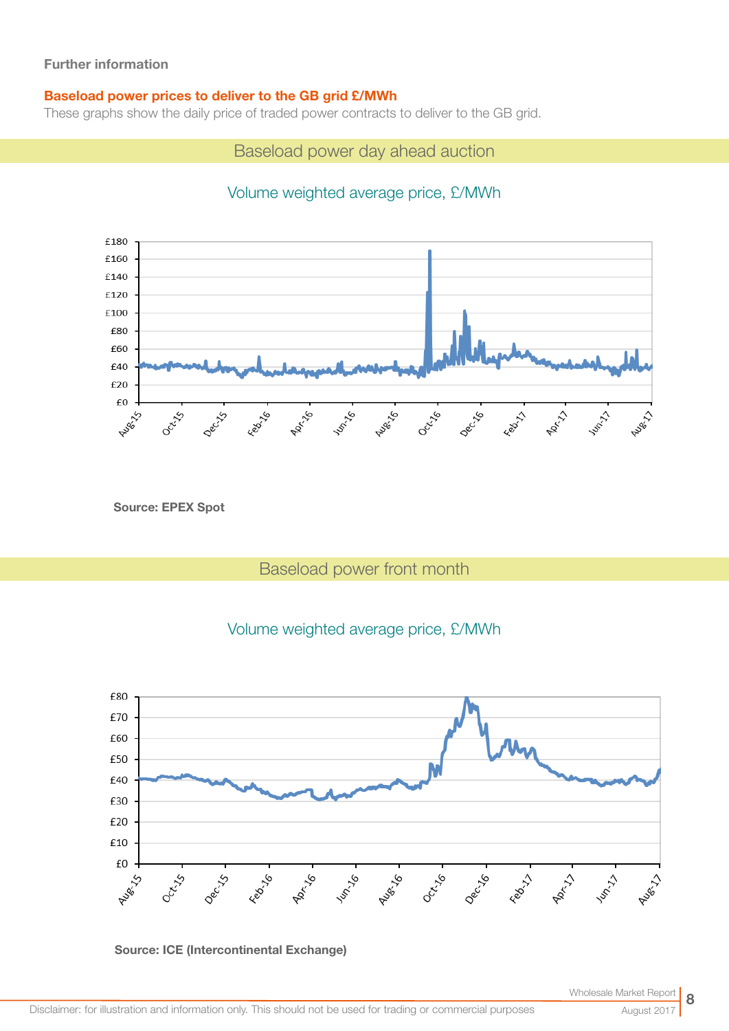**Further information**

**Baseload power prices to deliver to the GB grid £/MWh**

These graphs show the daily price of traded power contracts to deliver to the GB grid.

## Baseload power day ahead auction

Volume weighted average price, £/MWh

**Source: EPEX Spot**

## Baseload power front month

Volume weighted average price, £/MWh

**Source: ICE (Intercontinental Exchange)**

Disclaimer: for illustration and information only. This should not be used for trading or commercial purposes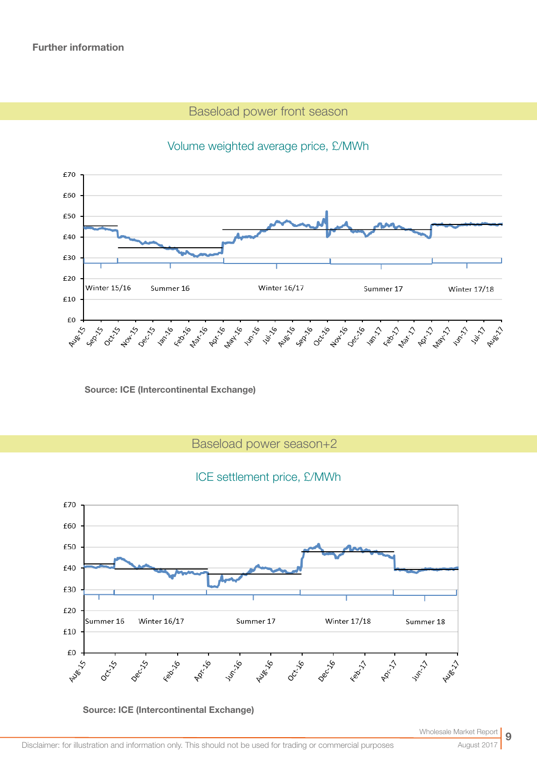**Further information**

## Baseload power front season

Volume weighted average price, £/MWh

Source: ICE (Intercontinental Exchange)

## Baseload power season+2

ICE settlement price, £/MWh

Source: ICE (Intercontinental Exchange)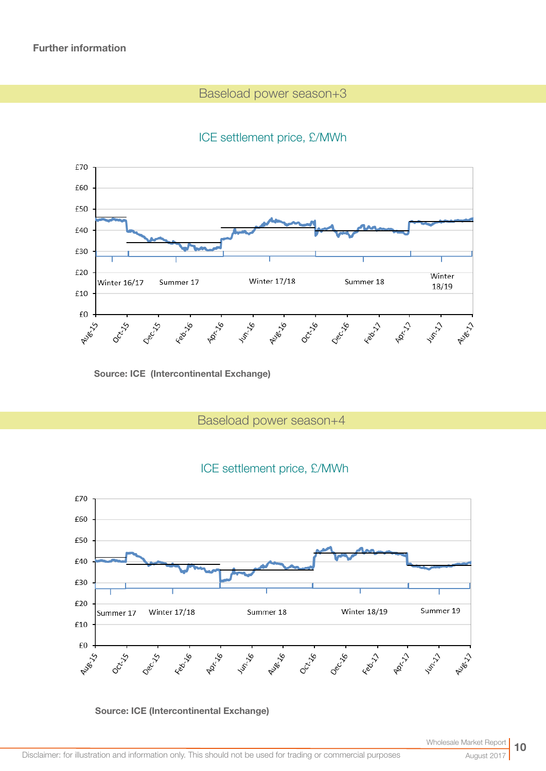**Further information**

## Baseload power season+3

ICE settlement price, £/MWh

Source: ICE (Intercontinental Exchange)

## Baseload power season+4

ICE settlement price, £/MWh

Source: ICE (Intercontinental Exchange)

Disclaimer: for illustration and information only. This should not be used for trading or commercial purposes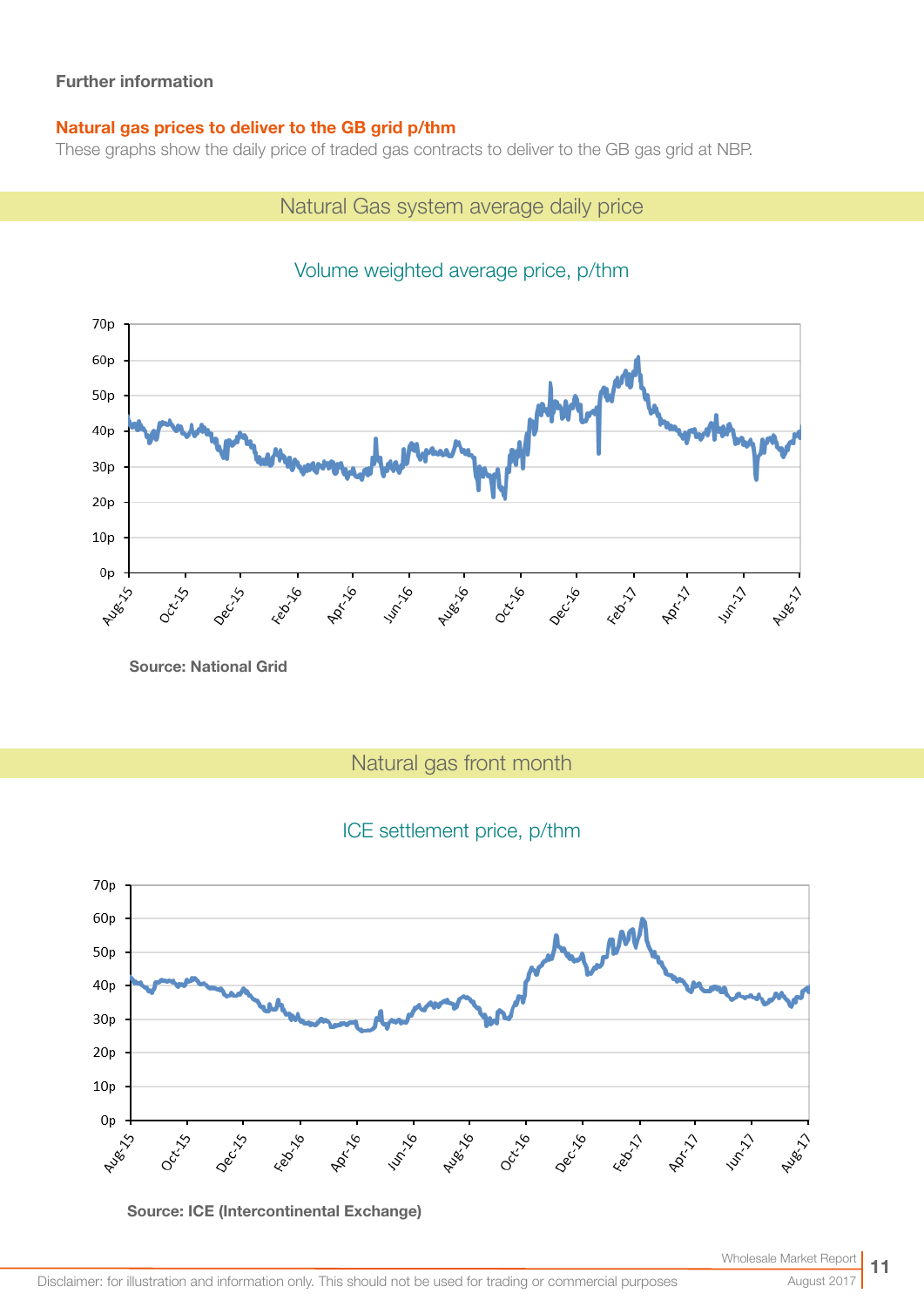**Further information**

**Natural gas prices to deliver to the GB grid p/thm**

These graphs show the daily price of traded gas contracts to deliver to the GB gas grid at NBP.

## Natural Gas system average daily price

### Volume weighted average price, p/thm

**Source: National Grid**

## Natural gas front month

### ICE settlement price, p/thm

**Source: ICE (Intercontinental Exchange)**

Disclaimer: for illustration and information only. This should not be used for trading or commercial purposes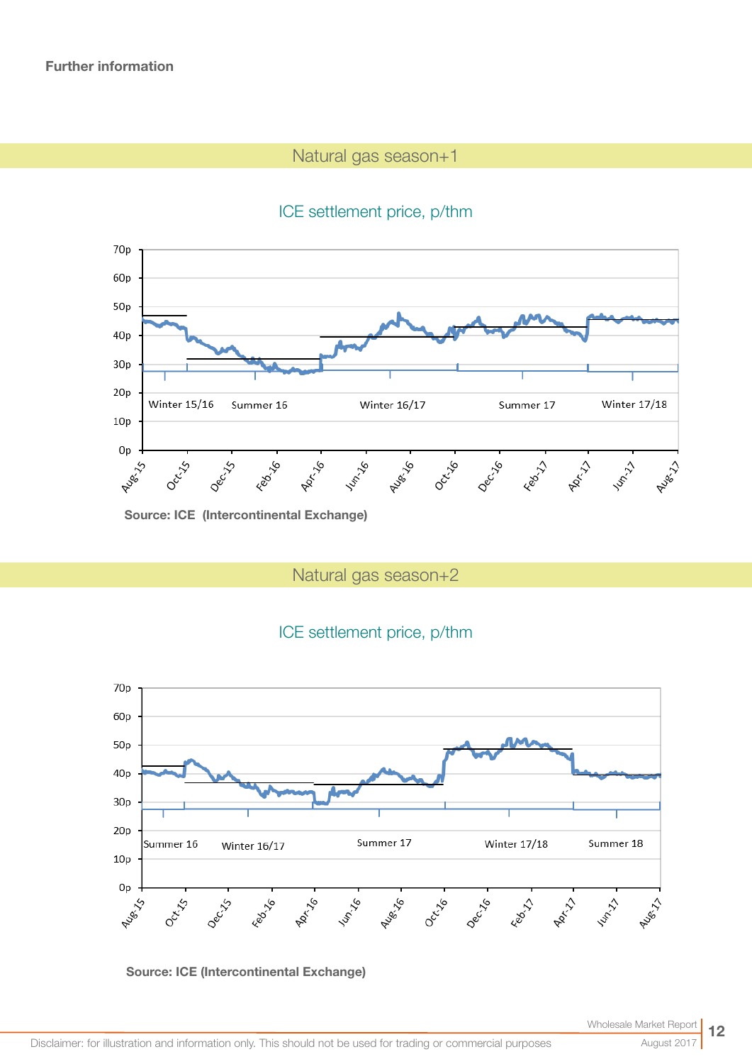**Further information**

## Natural gas season+1

### ICE settlement price, p/thm

**Source: ICE (Intercontinental Exchange)**

## Natural gas season+2

### ICE settlement price, p/thm

**Source: ICE (Intercontinental Exchange)**

Disclaimer: for illustration and information only. This should not be used for trading or commercial purposes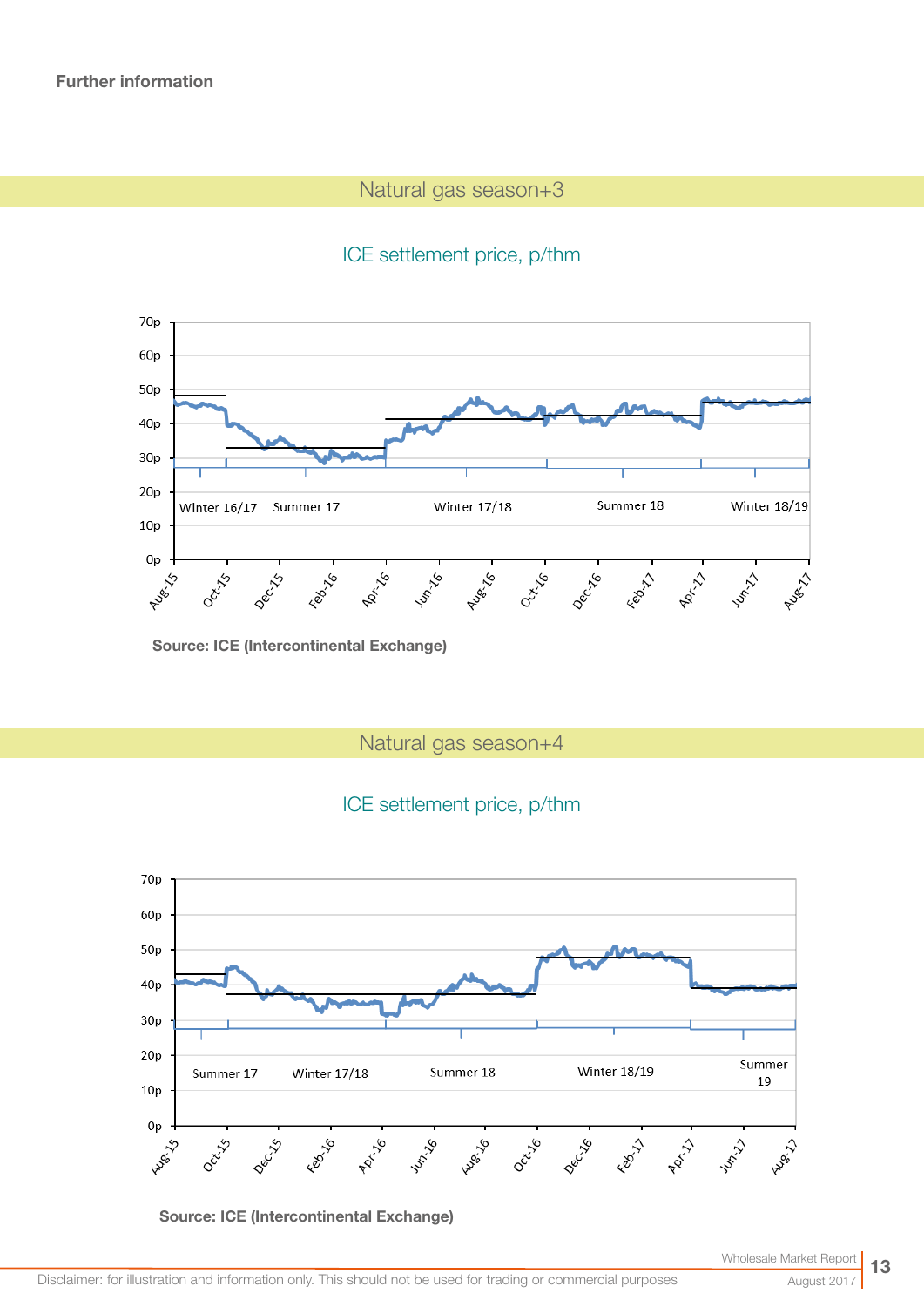**Further information**

## Natural gas season+3

ICE settlement price, p/thm

70p
60p
50p
40p
30p
20p
10p
0p

Winter 16/17
Summer 17
Winter 17/18
Summer 18
Winter 18/19

Aug-15
Oct-15
Dec-15
Feb-16
Apr-16
Jun-16
Aug-16
Oct-16
Dec-16
Feb-17
Apr-17
Jun-17
Aug-17

**Source: ICE (Intercontinental Exchange)**

## Natural gas season+4

ICE settlement price, p/thm

70p
60p
50p
40p
30p
20p
10p
0p

Summer 17
Winter 17/18
Summer 18
Winter 18/19
Summer 19

Aug-15
Oct-15
Dec-15
Feb-16
Apr-16
Jun-16
Aug-16
Oct-16
Dec-16
Feb-17
Apr-17
Jun-17
Aug-17

**Source: ICE (Intercontinental Exchange)**

Disclaimer: for illustration and information only. This should not be used for trading or commercial purposes